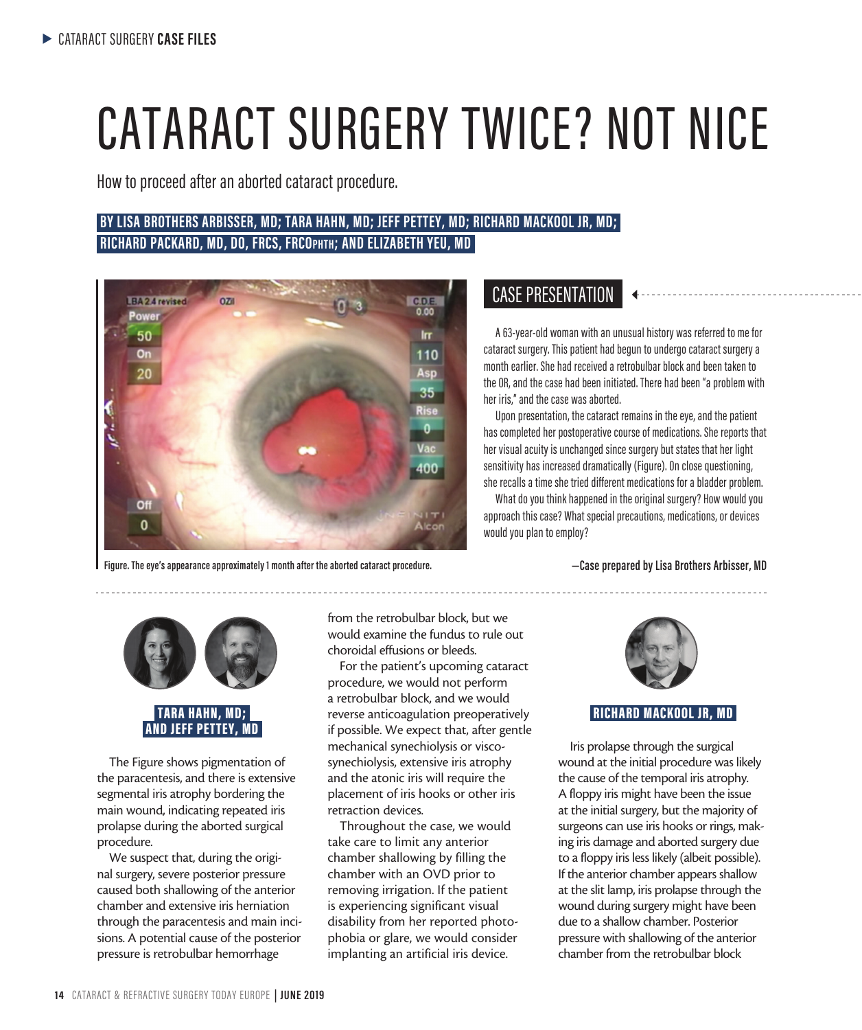# CATARACT SURGERY TWICE? NOT NICE

How to proceed after an aborted cataract procedure.

**BY LISA BROTHERS ARBISSER, MD; TARA HAHN, MD; JEFF PETTEY, MD; RICHARD MACKOOL JR, MD; RICHARD PACKARD, MD, DO, FRCS, FRCOPHTH; AND ELIZABETH YEU, MD**

Figure. The eye's appearance approximately 1 month after the aborted cataract procedure.

## CASE PRESENTATION

A 63-year-old woman with an unusual history was referred to me for cataract surgery. This patient had begun to undergo cataract surgery a month earlier. She had received a retrobulbar block and been taken to the OR, and the case had been initiated. There had been "a problem with her iris," and the case was aborted.

Upon presentation, the cataract remains in the eye, and the patient has completed her postoperative course of medications. She reports that her visual acuity is unchanged since surgery but states that her light sensitivity has increased dramatically (Figure). On close questioning, she recalls a time she tried different medications for a bladder problem.

What do you think happened in the original surgery? How would you approach this case? What special precautions, medications, or devices would you plan to employ?

**—Case prepared by Lisa Brothers Arbisser, MD**

### TARA HAHN, MD; AND JEFF PETTEY, MD

The Figure shows pigmentation of the paracentesis, and there is extensive segmental iris atrophy bordering the main wound, indicating repeated iris prolapse during the aborted surgical procedure.

We suspect that, during the original surgery, severe posterior pressure caused both shallowing of the anterior chamber and extensive iris herniation through the paracentesis and main incisions. A potential cause of the posterior pressure is retrobulbar hemorrhage from the retrobulbar block, but we would examine the fundus to rule out choroidal effusions or bleeds.

For the patient's upcoming cataract procedure, we would not perform a retrobulbar block, and we would reverse anticoagulation preoperatively if possible. We expect that, after gentle mechanical synechiolysis or viscosynechiolysis, extensive iris atrophy and the atonic iris will require the placement of iris hooks or other iris retraction devices.

Throughout the case, we would take care to limit any anterior chamber shallowing by filling the chamber with an OVD prior to removing irrigation. If the patient is experiencing significant visual disability from her reported photophobia or glare, we would consider implanting an artificial iris device.

### RICHARD MACKOOL JR, MD

Iris prolapse through the surgical wound at the initial procedure was likely the cause of the temporal iris atrophy. A floppy iris might have been the issue at the initial surgery, but the majority of surgeons can use iris hooks or rings, making iris damage and aborted surgery due to a floppy iris less likely (albeit possible). If the anterior chamber appears shallow at the slit lamp, iris prolapse through the wound during surgery might have been due to a shallow chamber. Posterior pressure with shallowing of the anterior chamber from the retrobulbar block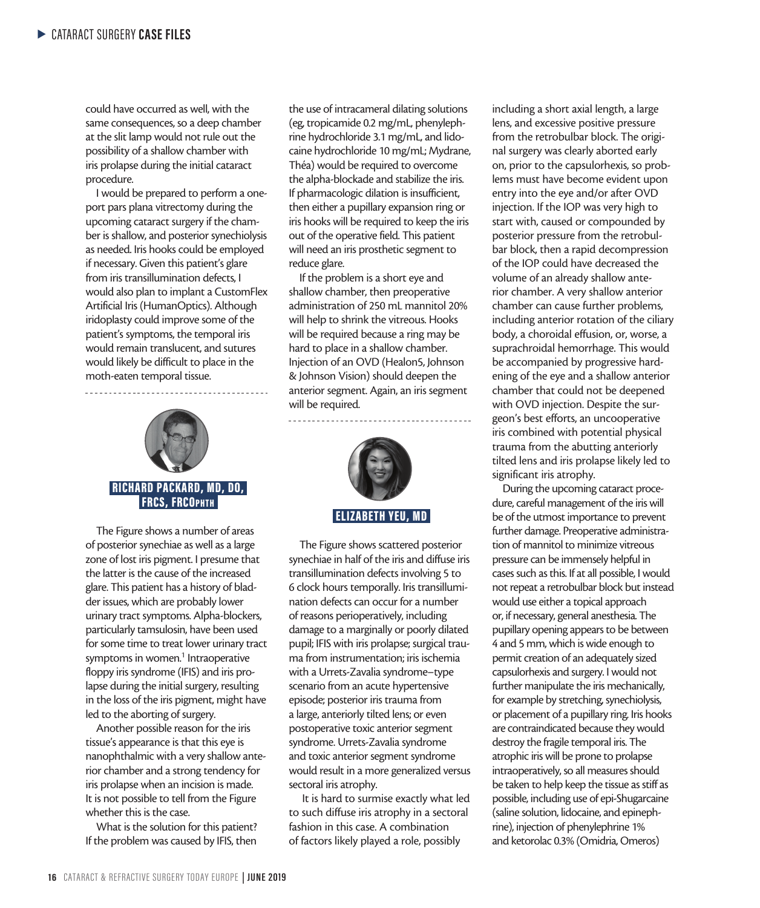could have occurred as well, with the same consequences, so a deep chamber at the slit lamp would not rule out the possibility of a shallow chamber with iris prolapse during the initial cataract procedure.

I would be prepared to perform a one-port pars plana vitrectomy during the upcoming cataract surgery if the chamber is shallow, and posterior synechiolysis as needed. Iris hooks could be employed if necessary. Given this patient's glare from iris transillumination defects, I would also plan to implant a CustomFlex Artificial Iris (HumanOptics). Although iridoplasty could improve some of the patient's symptoms, the temporal iris would remain translucent, and sutures would likely be difficult to place in the moth-eaten temporal tissue.

## RICHARD PACKARD, MD, DO, FRCS, FRCOphth

The Figure shows a number of areas of posterior synechiae as well as a large zone of lost iris pigment. I presume that the latter is the cause of the increased glare. This patient has a history of bladder issues, which are probably lower urinary tract symptoms. Alpha-blockers, particularly tamsulosin, have been used for some time to treat lower urinary tract symptoms in women.[1] Intraoperative floppy iris syndrome (IFIS) and iris prolapse during the initial surgery, resulting in the loss of the iris pigment, might have led to the aborting of surgery.

Another possible reason for the iris tissue's appearance is that this eye is nanophthalmic with a very shallow anterior chamber and a strong tendency for iris prolapse when an incision is made. It is not possible to tell from the Figure whether this is the case.

What is the solution for this patient? If the problem was caused by IFIS, then the use of intracameral dilating solutions (eg, tropicamide 0.2 mg/mL, phenylephrine hydrochloride 3.1 mg/mL, and lidocaine hydrochloride 10 mg/mL; Mydrane, Théa) would be required to overcome the alpha-blockade and stabilize the iris. If pharmacologic dilation is insufficient, then either a pupillary expansion ring or iris hooks will be required to keep the iris out of the operative field. This patient will need an iris prosthetic segment to reduce glare.

If the problem is a short eye and shallow chamber, then preoperative administration of 250 mL mannitol 20% will help to shrink the vitreous. Hooks will be required because a ring may be hard to place in a shallow chamber. Injection of an OVD (Healon5, Johnson & Johnson Vision) should deepen the anterior segment. Again, an iris segment will be required.

## ELIZABETH YEU, MD

The Figure shows scattered posterior synechiae in half of the iris and diffuse iris transillumination defects involving 5 to 6 clock hours temporally. Iris transillumination defects can occur for a number of reasons perioperatively, including damage to a marginally or poorly dilated pupil; IFIS with iris prolapse; surgical trauma from instrumentation; iris ischemia with a Urrets-Zavalia syndrome–type scenario from an acute hypertensive episode; posterior iris trauma from a large, anteriorly tilted lens; or even postoperative toxic anterior segment syndrome. Urrets-Zavalia syndrome and toxic anterior segment syndrome would result in a more generalized versus sectoral iris atrophy.

It is hard to surmise exactly what led to such diffuse iris atrophy in a sectoral fashion in this case. A combination of factors likely played a role, possibly including a short axial length, a large lens, and excessive positive pressure from the retrobulbar block. The original surgery was clearly aborted early on, prior to the capsulorhexis, so problems must have become evident upon entry into the eye and/or after OVD injection. If the IOP was very high to start with, caused or compounded by posterior pressure from the retrobulbar block, then a rapid decompression of the IOP could have decreased the volume of an already shallow anterior chamber. A very shallow anterior chamber can cause further problems, including anterior rotation of the ciliary body, a choroidal effusion, or, worse, a suprachroidal hemorrhage. This would be accompanied by progressive hardening of the eye and a shallow anterior chamber that could not be deepened with OVD injection. Despite the surgeon's best efforts, an uncooperative iris combined with potential physical trauma from the abutting anteriorly tilted lens and iris prolapse likely led to significant iris atrophy.

During the upcoming cataract procedure, careful management of the iris will be of the utmost importance to prevent further damage. Preoperative administration of mannitol to minimize vitreous pressure can be immensely helpful in cases such as this. If at all possible, I would not repeat a retrobulbar block but instead would use either a topical approach or, if necessary, general anesthesia. The pupillary opening appears to be between 4 and 5 mm, which is wide enough to permit creation of an adequately sized capsulorhexis and surgery. I would not further manipulate the iris mechanically, for example by stretching, synechiolysis, or placement of a pupillary ring. Iris hooks are contraindicated because they would destroy the fragile temporal iris. The atrophic iris will be prone to prolapse intraoperatively, so all measures should be taken to help keep the tissue as stiff as possible, including use of epi-Shugarcaine (saline solution, lidocaine, and epinephrine), injection of phenylephrine 1% and ketorolac 0.3% (Omidria, Omeros)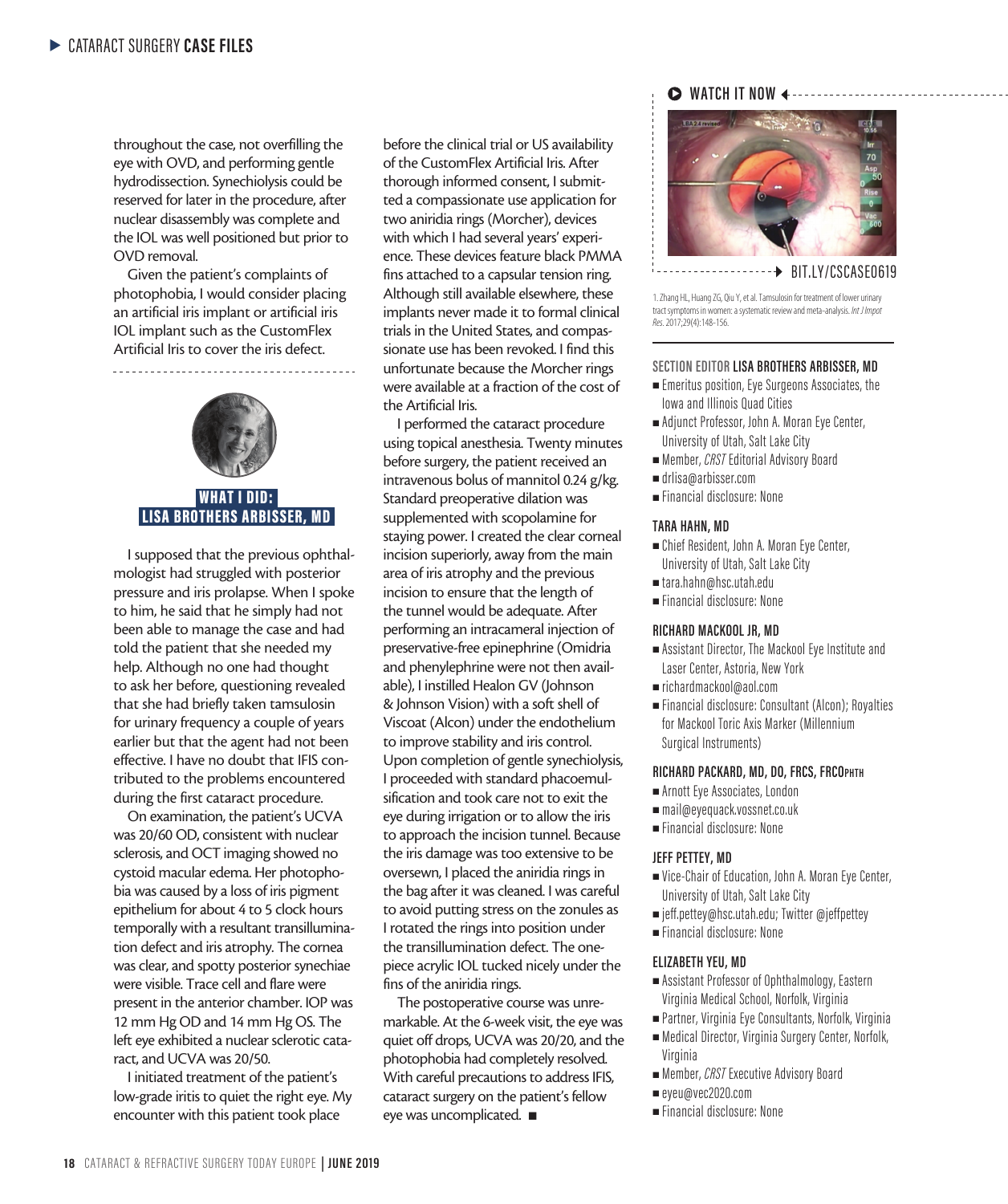throughout the case, not overfilling the eye with OVD, and performing gentle hydrodissection. Synechiolysis could be reserved for later in the procedure, after nuclear disassembly was complete and the IOL was well positioned but prior to OVD removal.

Given the patient's complaints of photophobia, I would consider placing an artificial iris implant or artificial iris IOL implant such as the CustomFlex Artificial Iris to cover the iris defect.

## WHAT I DID: LISA BROTHERS ARBISSER, MD

I supposed that the previous ophthalmologist had struggled with posterior pressure and iris prolapse. When I spoke to him, he said that he simply had not been able to manage the case and had told the patient that she needed my help. Although no one had thought to ask her before, questioning revealed that she had briefly taken tamsulosin for urinary frequency a couple of years earlier but that the agent had not been effective. I have no doubt that IFIS contributed to the problems encountered during the first cataract procedure.

On examination, the patient's UCVA was 20/60 OD, consistent with nuclear sclerosis, and OCT imaging showed no cystoid macular edema. Her photophobia was caused by a loss of iris pigment epithelium for about 4 to 5 clock hours temporally with a resultant transillumination defect and iris atrophy. The cornea was clear, and spotty posterior synechiae were visible. Trace cell and flare were present in the anterior chamber. IOP was 12 mm Hg OD and 14 mm Hg OS. The left eye exhibited a nuclear sclerotic cataract, and UCVA was 20/50.

I initiated treatment of the patient's low-grade iritis to quiet the right eye. My encounter with this patient took place before the clinical trial or US availability of the CustomFlex Artificial Iris. After thorough informed consent, I submitted a compassionate use application for two aniridia rings (Morcher), devices with which I had several years' experience. These devices feature black PMMA fins attached to a capsular tension ring. Although still available elsewhere, these implants never made it to formal clinical trials in the United States, and compassionate use has been revoked. I find this unfortunate because the Morcher rings were available at a fraction of the cost of the Artificial Iris.

I performed the cataract procedure using topical anesthesia. Twenty minutes before surgery, the patient received an intravenous bolus of mannitol 0.24 g/kg. Standard preoperative dilation was supplemented with scopolamine for staying power. I created the clear corneal incision superiorly, away from the main area of iris atrophy and the previous incision to ensure that the length of the tunnel would be adequate. After performing an intracameral injection of preservative-free epinephrine (Omidria and phenylephrine were not then available), I instilled Healon GV (Johnson & Johnson Vision) with a soft shell of Viscoat (Alcon) under the endothelium to improve stability and iris control. Upon completion of gentle synechiolysis, I proceeded with standard phacoemulsification and took care not to exit the eye during irrigation or to allow the iris to approach the incision tunnel. Because the iris damage was too extensive to be oversewn, I placed the aniridia rings in the bag after it was cleaned. I was careful to avoid putting stress on the zonules as I rotated the rings into position under the transillumination defect. The one-piece acrylic IOL tucked nicely under the fins of the aniridia rings.

The postoperative course was unremarkable. At the 6-week visit, the eye was quiet off drops, UCVA was 20/20, and the photophobia had completely resolved. With careful precautions to address IFIS, cataract surgery on the patient's fellow eye was uncomplicated. ■

**WATCH IT NOW**

BIT.LY/CSCASE0619

1. Zhang HL, Huang ZG, Qiu Y, et al. Tamsulosin for treatment of lower urinary tract symptoms in women: a systematic review and meta-analysis. *Int J Impot Res.* 2017;29(4):148-156.

---

**SECTION EDITOR LISA BROTHERS ARBISSER, MD**
- Emeritus position, Eye Surgeons Associates, the Iowa and Illinois Quad Cities
- Adjunct Professor, John A. Moran Eye Center, University of Utah, Salt Lake City
- Member, *CRST* Editorial Advisory Board
- drlisa@arbisser.com
- Financial disclosure: None

**TARA HAHN, MD**
- Chief Resident, John A. Moran Eye Center, University of Utah, Salt Lake City
- tara.hahn@hsc.utah.edu
- Financial disclosure: None

**RICHARD MACKOOL JR, MD**
- Assistant Director, The Mackool Eye Institute and Laser Center, Astoria, New York
- richardmackool@aol.com
- Financial disclosure: Consultant (Alcon); Royalties for Mackool Toric Axis Marker (Millennium Surgical Instruments)

**RICHARD PACKARD, MD, DO, FRCS, FRCOPHTH**
- Arnott Eye Associates, London
- mail@eyequack.vossnet.co.uk
- Financial disclosure: None

**JEFF PETTEY, MD**
- Vice-Chair of Education, John A. Moran Eye Center, University of Utah, Salt Lake City
- jeff.pettey@hsc.utah.edu; Twitter @jeffpettey
- Financial disclosure: None

**ELIZABETH YEU, MD**
- Assistant Professor of Ophthalmology, Eastern Virginia Medical School, Norfolk, Virginia
- Partner, Virginia Eye Consultants, Norfolk, Virginia
- Medical Director, Virginia Surgery Center, Norfolk, Virginia
- Member, *CRST* Executive Advisory Board
- eyeu@vec2020.com
- Financial disclosure: None